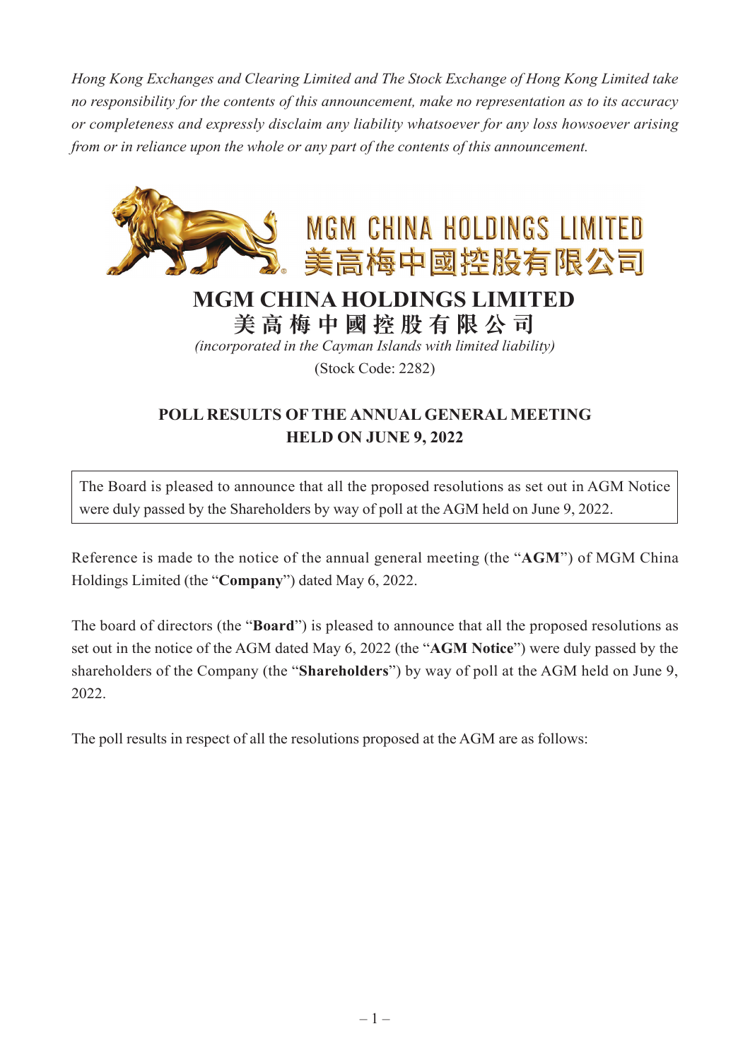*Hong Kong Exchanges and Clearing Limited and The Stock Exchange of Hong Kong Limited take no responsibility for the contents of this announcement, make no representation as to its accuracy or completeness and expressly disclaim any liability whatsoever for any loss howsoever arising from or in reliance upon the whole or any part of the contents of this announcement.*

MGM CHINA HOLDINGS LIMITED
美高梅中國控股有限公司

# MGM CHINA HOLDINGS LIMITED
## 美高梅中國控股有限公司

*(incorporated in the Cayman Islands with limited liability)*

(Stock Code: 2282)

## POLL RESULTS OF THE ANNUAL GENERAL MEETING HELD ON JUNE 9, 2022

The Board is pleased to announce that all the proposed resolutions as set out in AGM Notice were duly passed by the Shareholders by way of poll at the AGM held on June 9, 2022.

Reference is made to the notice of the annual general meeting (the "**AGM**") of MGM China Holdings Limited (the "**Company**") dated May 6, 2022.

The board of directors (the "**Board**") is pleased to announce that all the proposed resolutions as set out in the notice of the AGM dated May 6, 2022 (the "**AGM Notice**") were duly passed by the shareholders of the Company (the "**Shareholders**") by way of poll at the AGM held on June 9, 2022.

The poll results in respect of all the resolutions proposed at the AGM are as follows: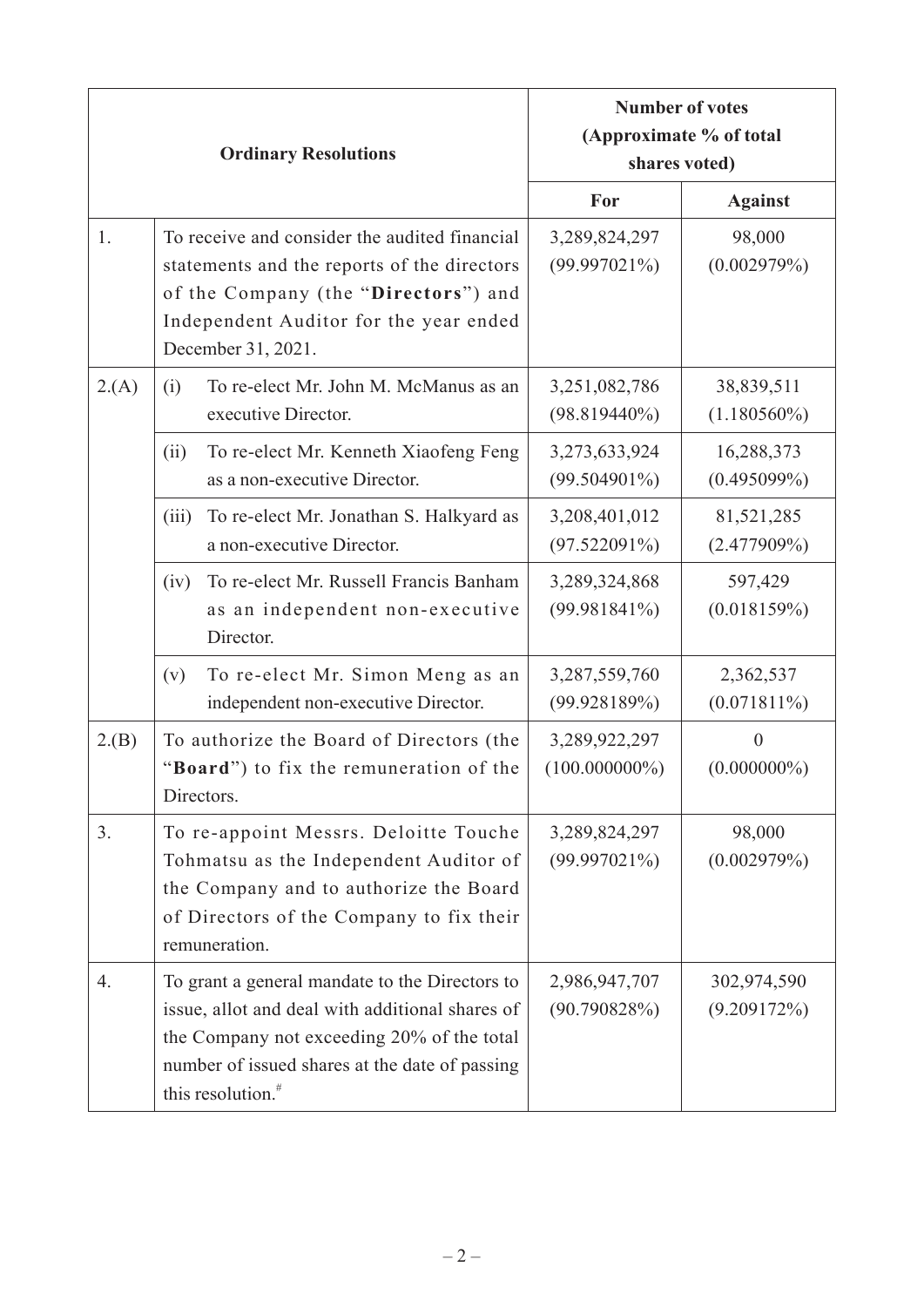| Ordinary Resolutions | | Number of votes (Approximate % of total shares voted) | |
|---|---|---|---|
| | | **For** | **Against** |
| 1. | To receive and consider the audited financial statements and the reports of the directors of the Company (the "**Directors**") and Independent Auditor for the year ended December 31, 2021. | 3,289,824,297 (99.997021%) | 98,000 (0.002979%) |
| 2.(A) | (i) To re-elect Mr. John M. McManus as an executive Director. | 3,251,082,786 (98.819440%) | 38,839,511 (1.180560%) |
| | (ii) To re-elect Mr. Kenneth Xiaofeng Feng as a non-executive Director. | 3,273,633,924 (99.504901%) | 16,288,373 (0.495099%) |
| | (iii) To re-elect Mr. Jonathan S. Halkyard as a non-executive Director. | 3,208,401,012 (97.522091%) | 81,521,285 (2.477909%) |
| | (iv) To re-elect Mr. Russell Francis Banham as an independent non-executive Director. | 3,289,324,868 (99.981841%) | 597,429 (0.018159%) |
| | (v) To re-elect Mr. Simon Meng as an independent non-executive Director. | 3,287,559,760 (99.928189%) | 2,362,537 (0.071811%) |
| 2.(B) | To authorize the Board of Directors (the "**Board**") to fix the remuneration of the Directors. | 3,289,922,297 (100.000000%) | 0 (0.000000%) |
| 3. | To re-appoint Messrs. Deloitte Touche Tohmatsu as the Independent Auditor of the Company and to authorize the Board of Directors of the Company to fix their remuneration. | 3,289,824,297 (99.997021%) | 98,000 (0.002979%) |
| 4. | To grant a general mandate to the Directors to issue, allot and deal with additional shares of the Company not exceeding 20% of the total number of issued shares at the date of passing this resolution.[#] | 2,986,947,707 (90.790828%) | 302,974,590 (9.209172%) |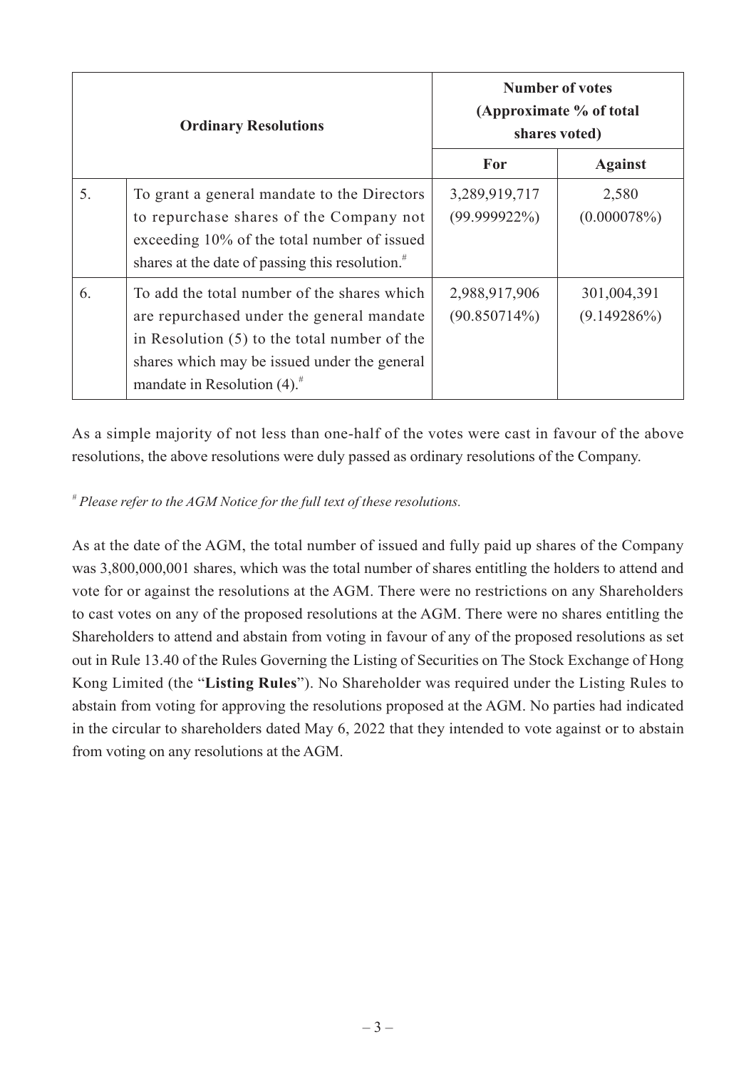| Ordinary Resolutions | | Number of votes (Approximate % of total shares voted) | |
|---|---|---|---|
| | | For | Against |
| 5. | To grant a general mandate to the Directors to repurchase shares of the Company not exceeding 10% of the total number of issued shares at the date of passing this resolution.[#] | 3,289,919,717 (99.999922%) | 2,580 (0.000078%) |
| 6. | To add the total number of the shares which are repurchased under the general mandate in Resolution (5) to the total number of the shares which may be issued under the general mandate in Resolution (4).[#] | 2,988,917,906 (90.850714%) | 301,004,391 (9.149286%) |

As a simple majority of not less than one-half of the votes were cast in favour of the above resolutions, the above resolutions were duly passed as ordinary resolutions of the Company.

*[#] Please refer to the AGM Notice for the full text of these resolutions.*

As at the date of the AGM, the total number of issued and fully paid up shares of the Company was 3,800,000,001 shares, which was the total number of shares entitling the holders to attend and vote for or against the resolutions at the AGM. There were no restrictions on any Shareholders to cast votes on any of the proposed resolutions at the AGM. There were no shares entitling the Shareholders to attend and abstain from voting in favour of any of the proposed resolutions as set out in Rule 13.40 of the Rules Governing the Listing of Securities on The Stock Exchange of Hong Kong Limited (the "**Listing Rules**"). No Shareholder was required under the Listing Rules to abstain from voting for approving the resolutions proposed at the AGM. No parties had indicated in the circular to shareholders dated May 6, 2022 that they intended to vote against or to abstain from voting on any resolutions at the AGM.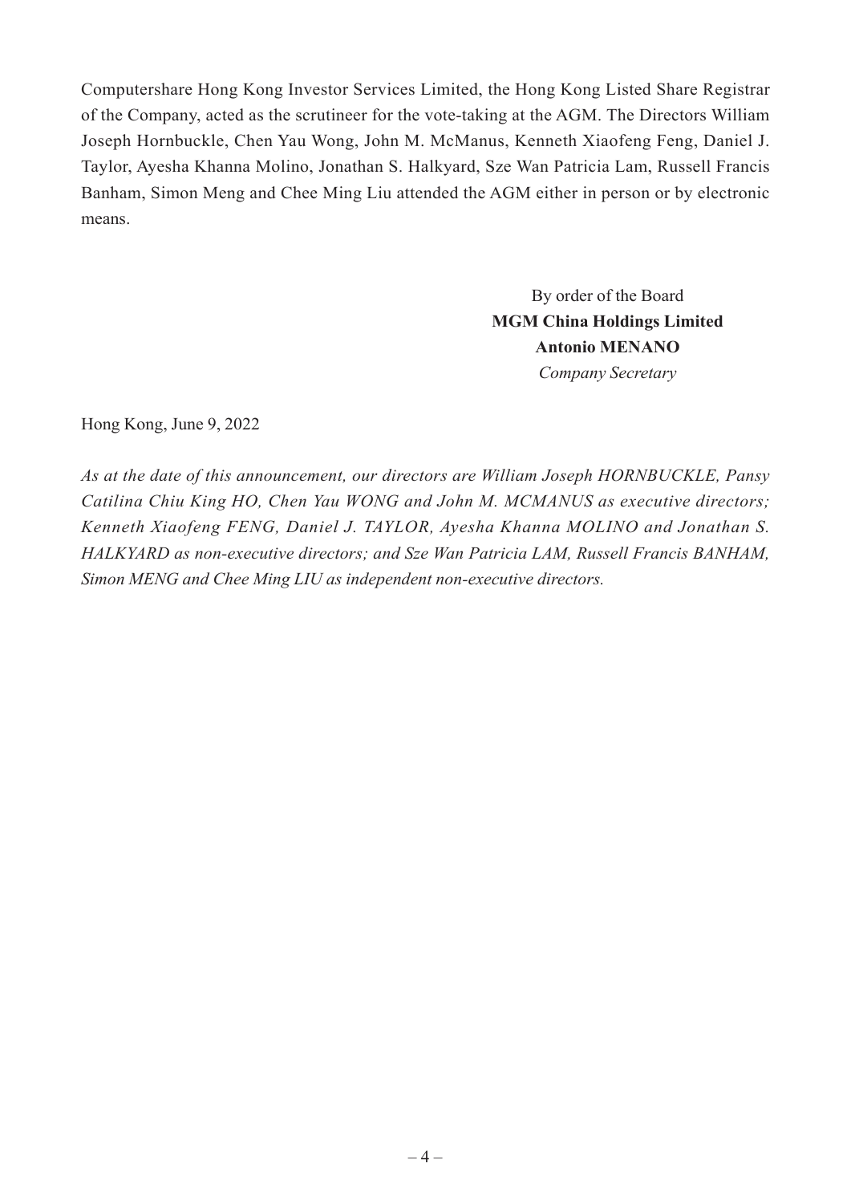Computershare Hong Kong Investor Services Limited, the Hong Kong Listed Share Registrar of the Company, acted as the scrutineer for the vote-taking at the AGM. The Directors William Joseph Hornbuckle, Chen Yau Wong, John M. McManus, Kenneth Xiaofeng Feng, Daniel J. Taylor, Ayesha Khanna Molino, Jonathan S. Halkyard, Sze Wan Patricia Lam, Russell Francis Banham, Simon Meng and Chee Ming Liu attended the AGM either in person or by electronic means.

By order of the Board
**MGM China Holdings Limited**
**Antonio MENANO**
*Company Secretary*

Hong Kong, June 9, 2022

*As at the date of this announcement, our directors are William Joseph HORNBUCKLE, Pansy Catilina Chiu King HO, Chen Yau WONG and John M. MCMANUS as executive directors; Kenneth Xiaofeng FENG, Daniel J. TAYLOR, Ayesha Khanna MOLINO and Jonathan S. HALKYARD as non-executive directors; and Sze Wan Patricia LAM, Russell Francis BANHAM, Simon MENG and Chee Ming LIU as independent non-executive directors.*